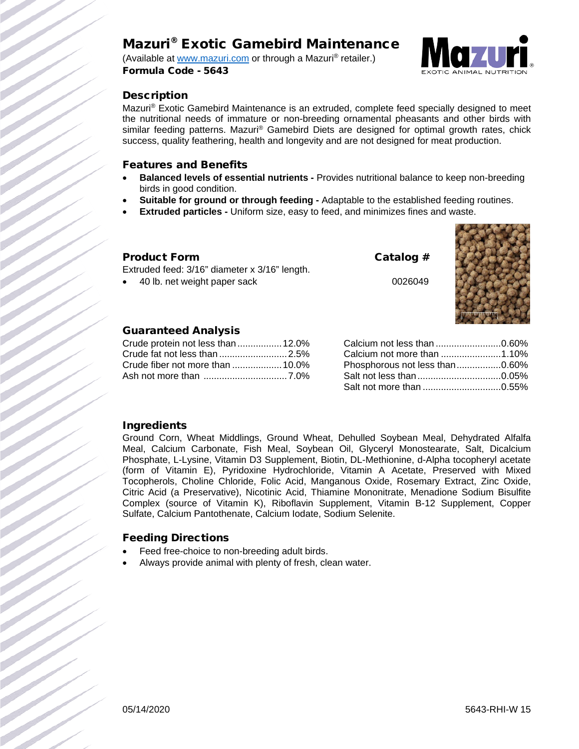# Mazuri® Exotic Gamebird Maintenance

(Available at www.mazuri.com or through a Mazuri® retailer.)
**Formula Code - 5643**

## Description

Mazuri® Exotic Gamebird Maintenance is an extruded, complete feed specially designed to meet the nutritional needs of immature or non-breeding ornamental pheasants and other birds with similar feeding patterns. Mazuri® Gamebird Diets are designed for optimal growth rates, chick success, quality feathering, health and longevity and are not designed for meat production.

## Features and Benefits

- **Balanced levels of essential nutrients -** Provides nutritional balance to keep non-breeding birds in good condition.
- **Suitable for ground or through feeding -** Adaptable to the established feeding routines.
- **Extruded particles -** Uniform size, easy to feed, and minimizes fines and waste.

## Product Form

Extruded feed: 3/16" diameter x 3/16" length.

| Product Form | Catalog # |
|---|---|
| 40 lb. net weight paper sack | 0026049 |

## Guaranteed Analysis

| | |
|---|---|
| Crude protein not less than | 12.0% |
| Crude fat not less than | 2.5% |
| Crude fiber not more than | 10.0% |
| Ash not more than | 7.0% |
| Calcium not less than | 0.60% |
| Calcium not more than | 1.10% |
| Phosphorous not less than | 0.60% |
| Salt not less than | 0.05% |
| Salt not more than | 0.55% |

## Ingredients

Ground Corn, Wheat Middlings, Ground Wheat, Dehulled Soybean Meal, Dehydrated Alfalfa Meal, Calcium Carbonate, Fish Meal, Soybean Oil, Glyceryl Monostearate, Salt, Dicalcium Phosphate, L-Lysine, Vitamin D3 Supplement, Biotin, DL-Methionine, d-Alpha tocopheryl acetate (form of Vitamin E), Pyridoxine Hydrochloride, Vitamin A Acetate, Preserved with Mixed Tocopherols, Choline Chloride, Folic Acid, Manganous Oxide, Rosemary Extract, Zinc Oxide, Citric Acid (a Preservative), Nicotinic Acid, Thiamine Mononitrate, Menadione Sodium Bisulfite Complex (source of Vitamin K), Riboflavin Supplement, Vitamin B-12 Supplement, Copper Sulfate, Calcium Pantothenate, Calcium Iodate, Sodium Selenite.

## Feeding Directions

- Feed free-choice to non-breeding adult birds.
- Always provide animal with plenty of fresh, clean water.

05/14/2020 5643-RHI-W 15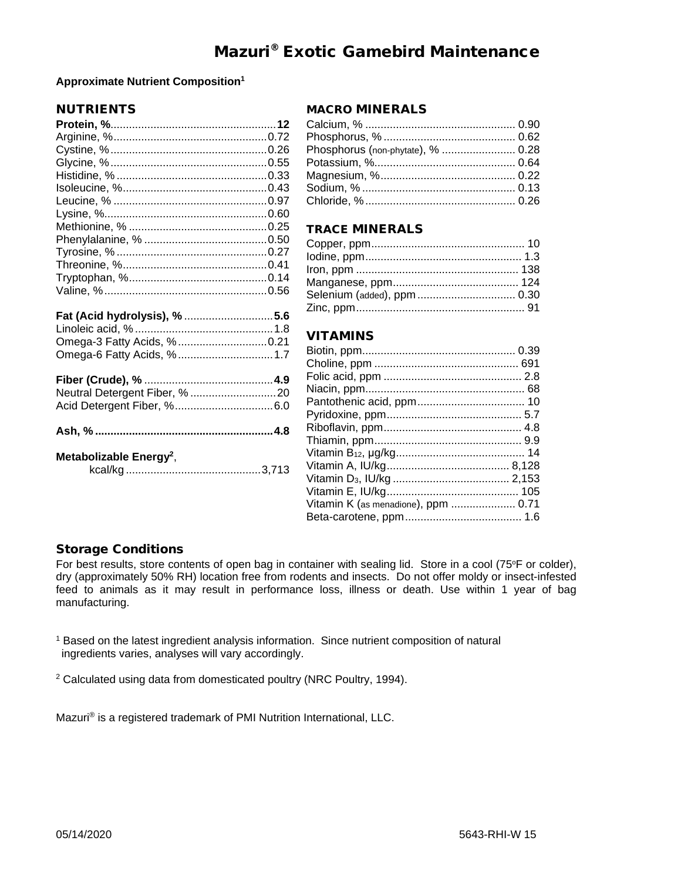# Mazuri® Exotic Gamebird Maintenance

**Approximate Nutrient Composition[1]**

## NUTRIENTS

| | |
|---|---|
| **Protein, %** | **12** |
| Arginine, % | 0.72 |
| Cystine, % | 0.26 |
| Glycine, % | 0.55 |
| Histidine, % | 0.33 |
| Isoleucine, % | 0.43 |
| Leucine, % | 0.97 |
| Lysine, % | 0.60 |
| Methionine, % | 0.25 |
| Phenylalanine, % | 0.50 |
| Tyrosine, % | 0.27 |
| Threonine, % | 0.41 |
| Tryptophan, % | 0.14 |
| Valine, % | 0.56 |
| **Fat (Acid hydrolysis), %** | **5.6** |
| Linoleic acid, % | 1.8 |
| Omega-3 Fatty Acids, % | 0.21 |
| Omega-6 Fatty Acids, % | 1.7 |
| **Fiber (Crude), %** | **4.9** |
| Neutral Detergent Fiber, % | 20 |
| Acid Detergent Fiber, % | 6.0 |
| **Ash, %** | **4.8** |
| **Metabolizable Energy[2]**, kcal/kg | 3,713 |

## MACRO MINERALS

| | |
|---|---|
| Calcium, % | 0.90 |
| Phosphorus, % | 0.62 |
| Phosphorus (non-phytate), % | 0.28 |
| Potassium, % | 0.64 |
| Magnesium, % | 0.22 |
| Sodium, % | 0.13 |
| Chloride, % | 0.26 |

## TRACE MINERALS

| | |
|---|---|
| Copper, ppm | 10 |
| Iodine, ppm | 1.3 |
| Iron, ppm | 138 |
| Manganese, ppm | 124 |
| Selenium (added), ppm | 0.30 |
| Zinc, ppm | 91 |

## VITAMINS

| | |
|---|---|
| Biotin, ppm | 0.39 |
| Choline, ppm | 691 |
| Folic acid, ppm | 2.8 |
| Niacin, ppm | 68 |
| Pantothenic acid, ppm | 10 |
| Pyridoxine, ppm | 5.7 |
| Riboflavin, ppm | 4.8 |
| Thiamin, ppm | 9.9 |
| Vitamin $B_{12}$, µg/kg | 14 |
| Vitamin A, IU/kg | 8,128 |
| Vitamin $D_3$, IU/kg | 2,153 |
| Vitamin E, IU/kg | 105 |
| Vitamin K (as menadione), ppm | 0.71 |
| Beta-carotene, ppm | 1.6 |

## Storage Conditions

For best results, store contents of open bag in container with sealing lid. Store in a cool (75°F or colder), dry (approximately 50% RH) location free from rodents and insects. Do not offer moldy or insect-infested feed to animals as it may result in performance loss, illness or death. Use within 1 year of bag manufacturing.

[1] Based on the latest ingredient analysis information. Since nutrient composition of natural ingredients varies, analyses will vary accordingly.

[2] Calculated using data from domesticated poultry (NRC Poultry, 1994).

Mazuri® is a registered trademark of PMI Nutrition International, LLC.

05/14/2020 5643-RHI-W 15